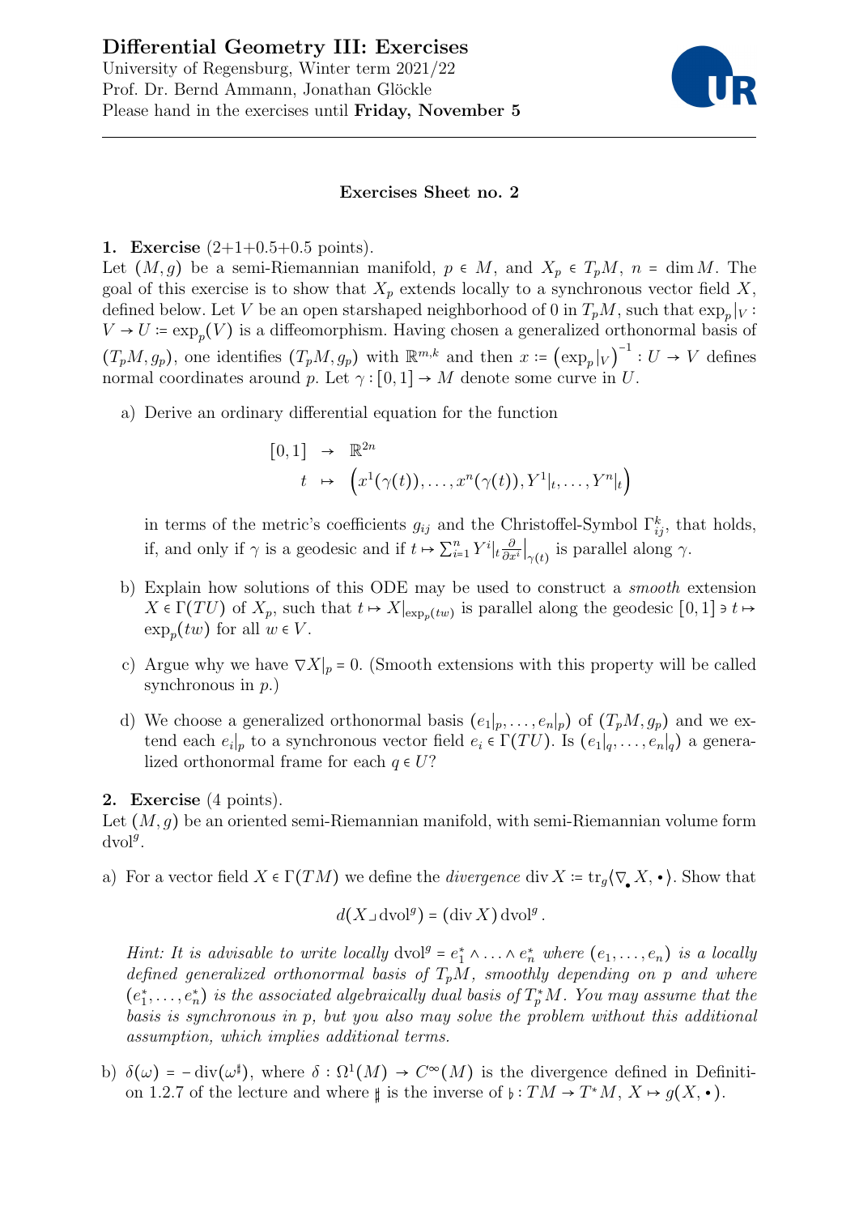# Differential Geometry III: Exercises

University of Regensburg, Winter term 2021/22
Prof. Dr. Bernd Ammann, Jonathan Glöckle
Please hand in the exercises until **Friday, November 5**

## Exercises Sheet no. 2

**1. Exercise** (2+1+0.5+0.5 points).
Let $(M, g)$ be a semi-Riemannian manifold, $p \in M$, and $X_p \in T_pM$, $n = \dim M$. The goal of this exercise is to show that $X_p$ extends locally to a synchronous vector field $X$, defined below. Let $V$ be an open starshaped neighborhood of 0 in $T_pM$, such that $\exp_p|_V : V \to U \coloneqq \exp_p(V)$ is a diffeomorphism. Having chosen a generalized orthonormal basis of $(T_pM, g_p)$, one identifies $(T_pM, g_p)$ with $\mathbb{R}^{m,k}$ and then $x \coloneqq \left(\exp_p|_V\right)^{-1} : U \to V$ defines normal coordinates around $p$. Let $\gamma : [0,1] \to M$ denote some curve in $U$.

a) Derive an ordinary differential equation for the function

$$\begin{array}{rcl} [0,1] & \to & \mathbb{R}^{2n} \\ t & \mapsto & \left(x^1(\gamma(t)), \ldots, x^n(\gamma(t)), Y^1|_t, \ldots, Y^n|_t\right) \end{array}$$

in terms of the metric's coefficients $g_{ij}$ and the Christoffel-Symbol $\Gamma_{ij}^k$, that holds, if, and only if $\gamma$ is a geodesic and if $t \mapsto \sum_{i=1}^n Y^i|_t \frac{\partial}{\partial x^i}\Big|_{\gamma(t)}$ is parallel along $\gamma$.

b) Explain how solutions of this ODE may be used to construct a *smooth* extension $X \in \Gamma(TU)$ of $X_p$, such that $t \mapsto X|_{\exp_p(tw)}$ is parallel along the geodesic $[0,1] \ni t \mapsto \exp_p(tw)$ for all $w \in V$.

c) Argue why we have $\nabla X|_p = 0$. (Smooth extensions with this property will be called synchronous in $p$.)

d) We choose a generalized orthonormal basis $(e_1|_p, \ldots, e_n|_p)$ of $(T_pM, g_p)$ and we extend each $e_i|_p$ to a synchronous vector field $e_i \in \Gamma(TU)$. Is $(e_1|_q, \ldots, e_n|_q)$ a generalized orthonormal frame for each $q \in U$?

**2. Exercise** (4 points).
Let $(M, g)$ be an oriented semi-Riemannian manifold, with semi-Riemannian volume form $\mathrm{dvol}^g$.

a) For a vector field $X \in \Gamma(TM)$ we define the *divergence* $\operatorname{div} X \coloneqq \operatorname{tr}_g \langle \nabla_\bullet X, \bullet \rangle$. Show that

$$d(X \lrcorner \, \mathrm{dvol}^g) = (\operatorname{div} X) \, \mathrm{dvol}^g .$$

*Hint: It is advisable to write locally $\mathrm{dvol}^g = e_1^* \wedge \ldots \wedge e_n^*$ where $(e_1, \ldots, e_n)$ is a locally defined generalized orthonormal basis of $T_pM$, smoothly depending on $p$ and where $(e_1^*, \ldots, e_n^*)$ is the associated algebraically dual basis of $T_p^*M$. You may assume that the basis is synchronous in $p$, but you also may solve the problem without this additional assumption, which implies additional terms.*

b) $\delta(\omega) = -\operatorname{div}(\omega^\sharp)$, where $\delta : \Omega^1(M) \to C^\infty(M)$ is the divergence defined in Definition 1.2.7 of the lecture and where $\sharp$ is the inverse of $\flat : TM \to T^*M$, $X \mapsto g(X, \bullet)$.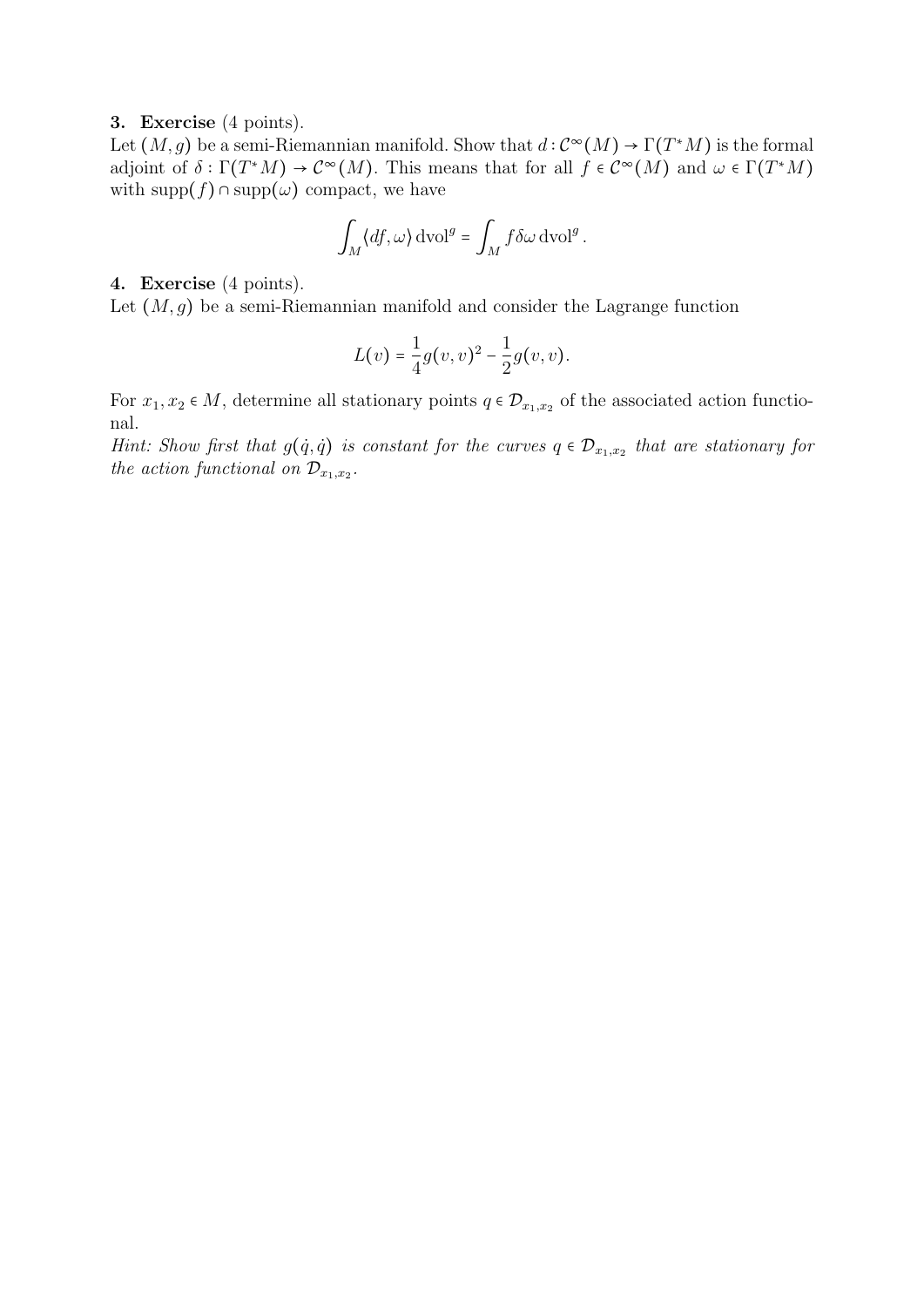**3. Exercise** (4 points).
Let $(M, g)$ be a semi-Riemannian manifold. Show that $d : \mathcal{C}^\infty(M) \to \Gamma(T^*M)$ is the formal adjoint of $\delta : \Gamma(T^*M) \to \mathcal{C}^\infty(M)$. This means that for all $f \in \mathcal{C}^\infty(M)$ and $\omega \in \Gamma(T^*M)$ with $\operatorname{supp}(f) \cap \operatorname{supp}(\omega)$ compact, we have

$$\int_M \langle df, \omega \rangle \, \mathrm{dvol}^g = \int_M f \delta\omega \, \mathrm{dvol}^g \, .$$

**4. Exercise** (4 points).
Let $(M, g)$ be a semi-Riemannian manifold and consider the Lagrange function

$$L(v) = \frac{1}{4} g(v, v)^2 - \frac{1}{2} g(v, v).$$

For $x_1, x_2 \in M$, determine all stationary points $q \in \mathcal{D}_{x_1, x_2}$ of the associated action functional.
*Hint: Show first that $g(\dot{q}, \dot{q})$ is constant for the curves $q \in \mathcal{D}_{x_1, x_2}$ that are stationary for the action functional on $\mathcal{D}_{x_1, x_2}$.*